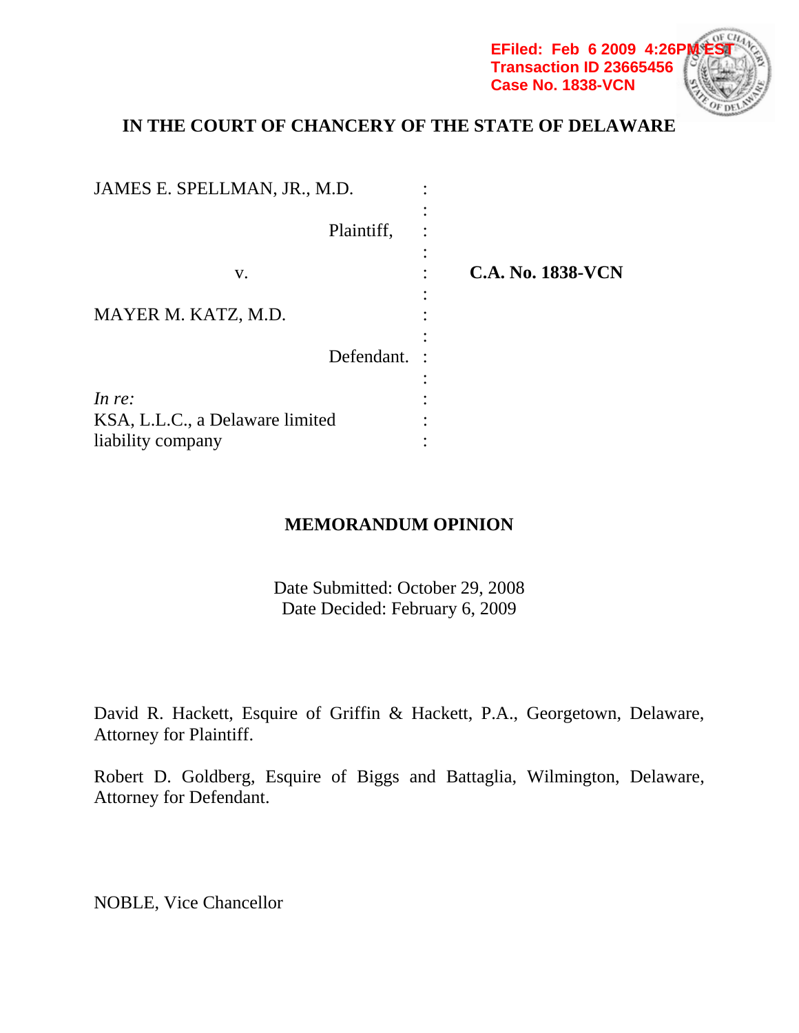EFiled: Feb 6 2009 4:26PM EST
Transaction ID 23665456
Case No. 1838-VCN

# IN THE COURT OF CHANCERY OF THE STATE OF DELAWARE

| | | |
|---|---|---|
| JAMES E. SPELLMAN, JR., M.D. | : | |
| Plaintiff, | : | |
| v. | : | **C.A. No. 1838-VCN** |
| MAYER M. KATZ, M.D. | : | |
| Defendant. | : | |
| *In re:* KSA, L.L.C., a Delaware limited liability company | : | |

## MEMORANDUM OPINION

Date Submitted: October 29, 2008
Date Decided: February 6, 2009

David R. Hackett, Esquire of Griffin & Hackett, P.A., Georgetown, Delaware, Attorney for Plaintiff.

Robert D. Goldberg, Esquire of Biggs and Battaglia, Wilmington, Delaware, Attorney for Defendant.

NOBLE, Vice Chancellor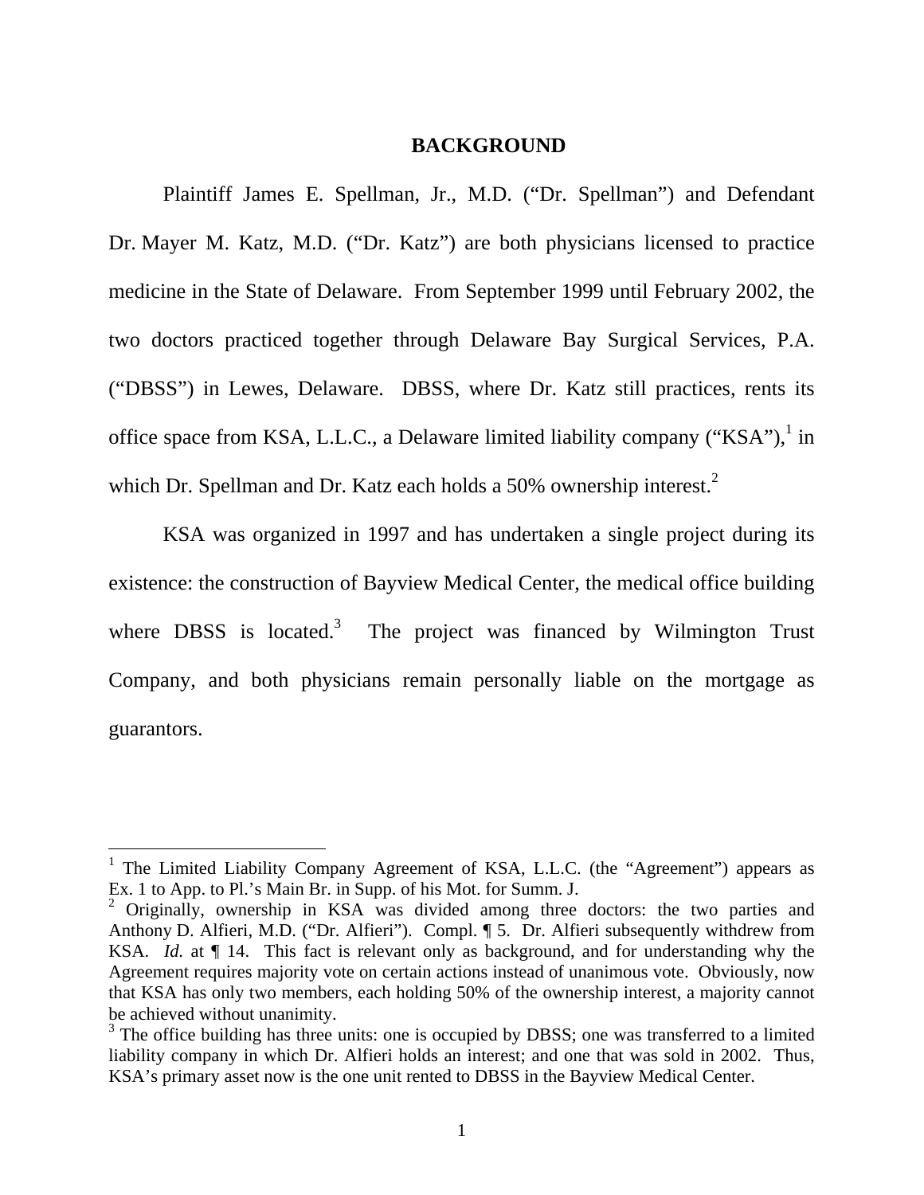## BACKGROUND

Plaintiff James E. Spellman, Jr., M.D. ("Dr. Spellman") and Defendant Dr. Mayer M. Katz, M.D. ("Dr. Katz") are both physicians licensed to practice medicine in the State of Delaware. From September 1999 until February 2002, the two doctors practiced together through Delaware Bay Surgical Services, P.A. ("DBSS") in Lewes, Delaware. DBSS, where Dr. Katz still practices, rents its office space from KSA, L.L.C., a Delaware limited liability company ("KSA"),[1] in which Dr. Spellman and Dr. Katz each holds a 50% ownership interest.[2]

KSA was organized in 1997 and has undertaken a single project during its existence: the construction of Bayview Medical Center, the medical office building where DBSS is located.[3] The project was financed by Wilmington Trust Company, and both physicians remain personally liable on the mortgage as guarantors.

---

[1] The Limited Liability Company Agreement of KSA, L.L.C. (the "Agreement") appears as Ex. 1 to App. to Pl.'s Main Br. in Supp. of his Mot. for Summ. J.

[2] Originally, ownership in KSA was divided among three doctors: the two parties and Anthony D. Alfieri, M.D. ("Dr. Alfieri"). Compl. ¶ 5. Dr. Alfieri subsequently withdrew from KSA. *Id.* at ¶ 14. This fact is relevant only as background, and for understanding why the Agreement requires majority vote on certain actions instead of unanimous vote. Obviously, now that KSA has only two members, each holding 50% of the ownership interest, a majority cannot be achieved without unanimity.

[3] The office building has three units: one is occupied by DBSS; one was transferred to a limited liability company in which Dr. Alfieri holds an interest; and one that was sold in 2002. Thus, KSA's primary asset now is the one unit rented to DBSS in the Bayview Medical Center.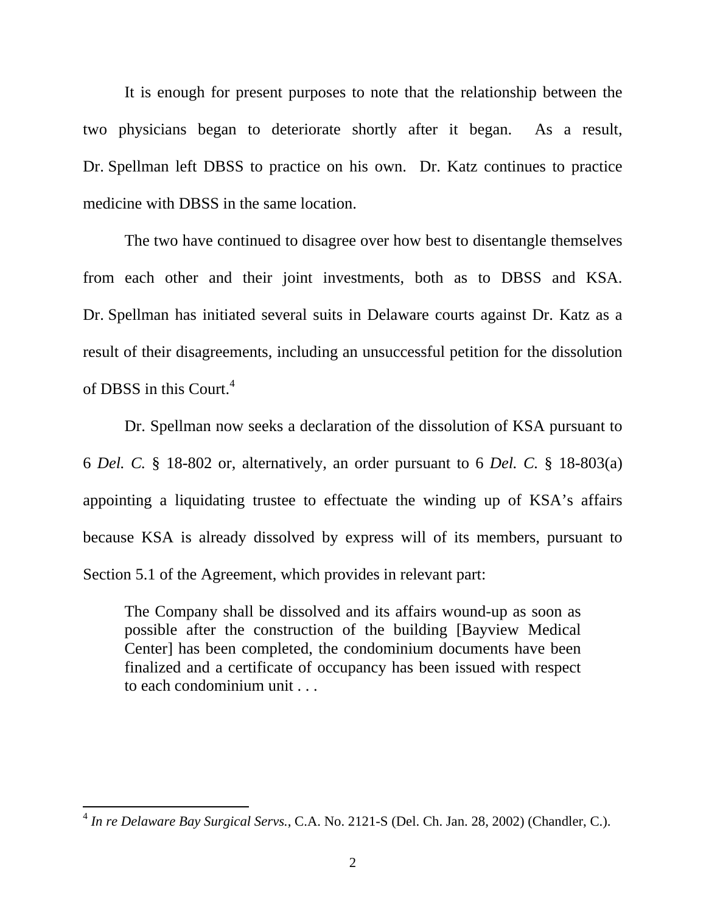It is enough for present purposes to note that the relationship between the two physicians began to deteriorate shortly after it began. As a result, Dr. Spellman left DBSS to practice on his own. Dr. Katz continues to practice medicine with DBSS in the same location.

The two have continued to disagree over how best to disentangle themselves from each other and their joint investments, both as to DBSS and KSA. Dr. Spellman has initiated several suits in Delaware courts against Dr. Katz as a result of their disagreements, including an unsuccessful petition for the dissolution of DBSS in this Court.[4]

Dr. Spellman now seeks a declaration of the dissolution of KSA pursuant to 6 *Del. C.* § 18-802 or, alternatively, an order pursuant to 6 *Del. C.* § 18-803(a) appointing a liquidating trustee to effectuate the winding up of KSA's affairs because KSA is already dissolved by express will of its members, pursuant to Section 5.1 of the Agreement, which provides in relevant part:

> The Company shall be dissolved and its affairs wound-up as soon as possible after the construction of the building [Bayview Medical Center] has been completed, the condominium documents have been finalized and a certificate of occupancy has been issued with respect to each condominium unit . . .

---

[4] *In re Delaware Bay Surgical Servs.*, C.A. No. 2121-S (Del. Ch. Jan. 28, 2002) (Chandler, C.).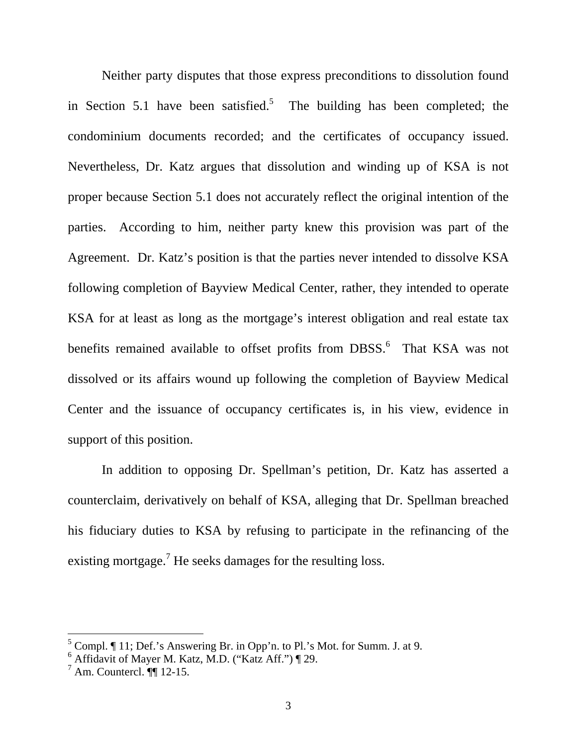Neither party disputes that those express preconditions to dissolution found in Section 5.1 have been satisfied.[5] The building has been completed; the condominium documents recorded; and the certificates of occupancy issued. Nevertheless, Dr. Katz argues that dissolution and winding up of KSA is not proper because Section 5.1 does not accurately reflect the original intention of the parties. According to him, neither party knew this provision was part of the Agreement. Dr. Katz's position is that the parties never intended to dissolve KSA following completion of Bayview Medical Center, rather, they intended to operate KSA for at least as long as the mortgage's interest obligation and real estate tax benefits remained available to offset profits from DBSS.[6] That KSA was not dissolved or its affairs wound up following the completion of Bayview Medical Center and the issuance of occupancy certificates is, in his view, evidence in support of this position.

In addition to opposing Dr. Spellman's petition, Dr. Katz has asserted a counterclaim, derivatively on behalf of KSA, alleging that Dr. Spellman breached his fiduciary duties to KSA by refusing to participate in the refinancing of the existing mortgage.[7] He seeks damages for the resulting loss.

---

[5] Compl. ¶ 11; Def.'s Answering Br. in Opp'n. to Pl.'s Mot. for Summ. J. at 9.

[6] Affidavit of Mayer M. Katz, M.D. ("Katz Aff.") ¶ 29.

[7] Am. Countercl. ¶¶ 12-15.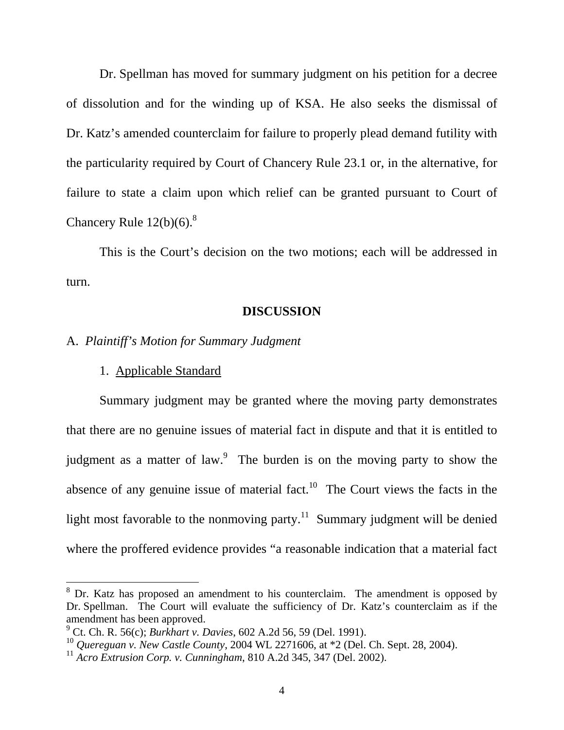Dr. Spellman has moved for summary judgment on his petition for a decree of dissolution and for the winding up of KSA. He also seeks the dismissal of Dr. Katz's amended counterclaim for failure to properly plead demand futility with the particularity required by Court of Chancery Rule 23.1 or, in the alternative, for failure to state a claim upon which relief can be granted pursuant to Court of Chancery Rule 12(b)(6).[8]

This is the Court's decision on the two motions; each will be addressed in turn.

## DISCUSSION

### A. *Plaintiff's Motion for Summary Judgment*

#### 1. Applicable Standard

Summary judgment may be granted where the moving party demonstrates that there are no genuine issues of material fact in dispute and that it is entitled to judgment as a matter of law.[9] The burden is on the moving party to show the absence of any genuine issue of material fact.[10] The Court views the facts in the light most favorable to the nonmoving party.[11] Summary judgment will be denied where the proffered evidence provides "a reasonable indication that a material fact

---

[8] Dr. Katz has proposed an amendment to his counterclaim. The amendment is opposed by Dr. Spellman. The Court will evaluate the sufficiency of Dr. Katz's counterclaim as if the amendment has been approved.

[9] Ct. Ch. R. 56(c); *Burkhart v. Davies*, 602 A.2d 56, 59 (Del. 1991).

[10] *Quereguan v. New Castle County*, 2004 WL 2271606, at *2 (Del. Ch. Sept. 28, 2004).

[11] *Acro Extrusion Corp. v. Cunningham*, 810 A.2d 345, 347 (Del. 2002).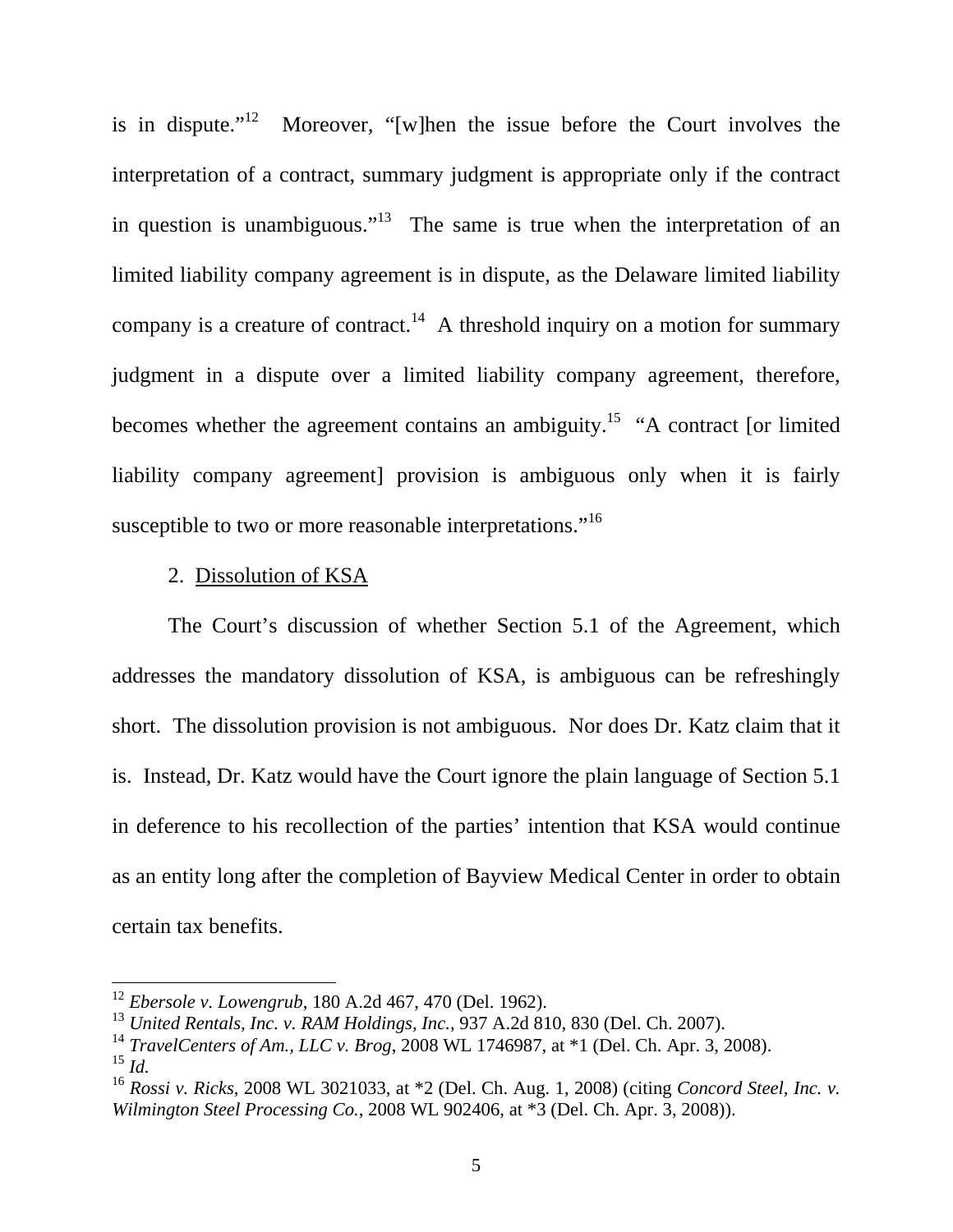is in dispute."[12] Moreover, "[w]hen the issue before the Court involves the interpretation of a contract, summary judgment is appropriate only if the contract in question is unambiguous."[13] The same is true when the interpretation of an limited liability company agreement is in dispute, as the Delaware limited liability company is a creature of contract.[14] A threshold inquiry on a motion for summary judgment in a dispute over a limited liability company agreement, therefore, becomes whether the agreement contains an ambiguity.[15] "A contract [or limited liability company agreement] provision is ambiguous only when it is fairly susceptible to two or more reasonable interpretations."[16]

2. <u>Dissolution of KSA</u>

The Court's discussion of whether Section 5.1 of the Agreement, which addresses the mandatory dissolution of KSA, is ambiguous can be refreshingly short. The dissolution provision is not ambiguous. Nor does Dr. Katz claim that it is. Instead, Dr. Katz would have the Court ignore the plain language of Section 5.1 in deference to his recollection of the parties' intention that KSA would continue as an entity long after the completion of Bayview Medical Center in order to obtain certain tax benefits.

---

[12] *Ebersole v. Lowengrub*, 180 A.2d 467, 470 (Del. 1962).
[13] *United Rentals, Inc. v. RAM Holdings, Inc.*, 937 A.2d 810, 830 (Del. Ch. 2007).
[14] *TravelCenters of Am., LLC v. Brog*, 2008 WL 1746987, at *1 (Del. Ch. Apr. 3, 2008).
[15] *Id.*
[16] *Rossi v. Ricks*, 2008 WL 3021033, at *2 (Del. Ch. Aug. 1, 2008) (citing *Concord Steel, Inc. v. Wilmington Steel Processing Co.*, 2008 WL 902406, at *3 (Del. Ch. Apr. 3, 2008)).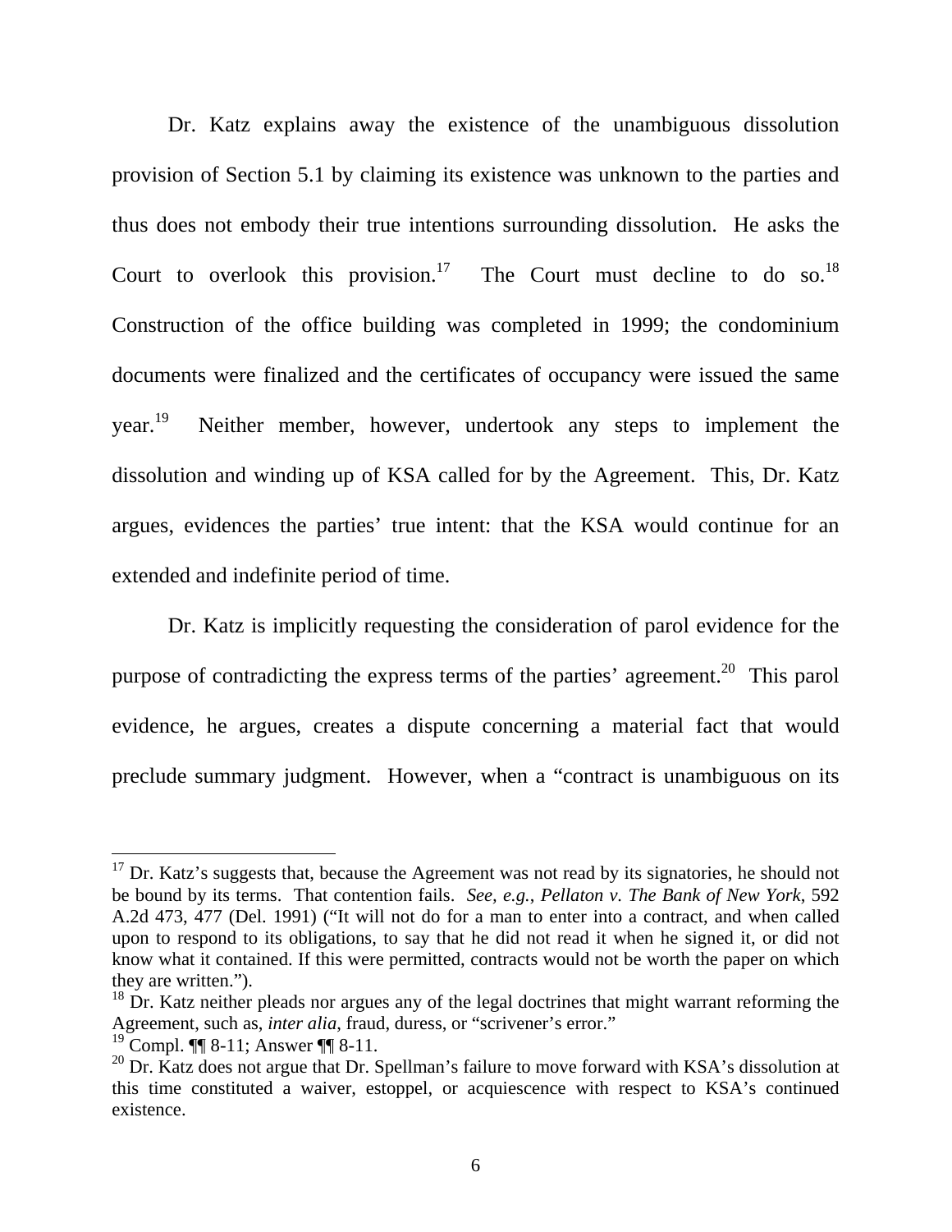Dr. Katz explains away the existence of the unambiguous dissolution provision of Section 5.1 by claiming its existence was unknown to the parties and thus does not embody their true intentions surrounding dissolution. He asks the Court to overlook this provision.[17] The Court must decline to do so.[18] Construction of the office building was completed in 1999; the condominium documents were finalized and the certificates of occupancy were issued the same year.[19] Neither member, however, undertook any steps to implement the dissolution and winding up of KSA called for by the Agreement. This, Dr. Katz argues, evidences the parties' true intent: that the KSA would continue for an extended and indefinite period of time.

Dr. Katz is implicitly requesting the consideration of parol evidence for the purpose of contradicting the express terms of the parties' agreement.[20] This parol evidence, he argues, creates a dispute concerning a material fact that would preclude summary judgment. However, when a "contract is unambiguous on its

---

[17] Dr. Katz's suggests that, because the Agreement was not read by its signatories, he should not be bound by its terms. That contention fails. *See, e.g.*, *Pellaton v. The Bank of New York*, 592 A.2d 473, 477 (Del. 1991) ("It will not do for a man to enter into a contract, and when called upon to respond to its obligations, to say that he did not read it when he signed it, or did not know what it contained. If this were permitted, contracts would not be worth the paper on which they are written.").

[18] Dr. Katz neither pleads nor argues any of the legal doctrines that might warrant reforming the Agreement, such as, *inter alia*, fraud, duress, or "scrivener's error."

[19] Compl. ¶¶ 8-11; Answer ¶¶ 8-11.

[20] Dr. Katz does not argue that Dr. Spellman's failure to move forward with KSA's dissolution at this time constituted a waiver, estoppel, or acquiescence with respect to KSA's continued existence.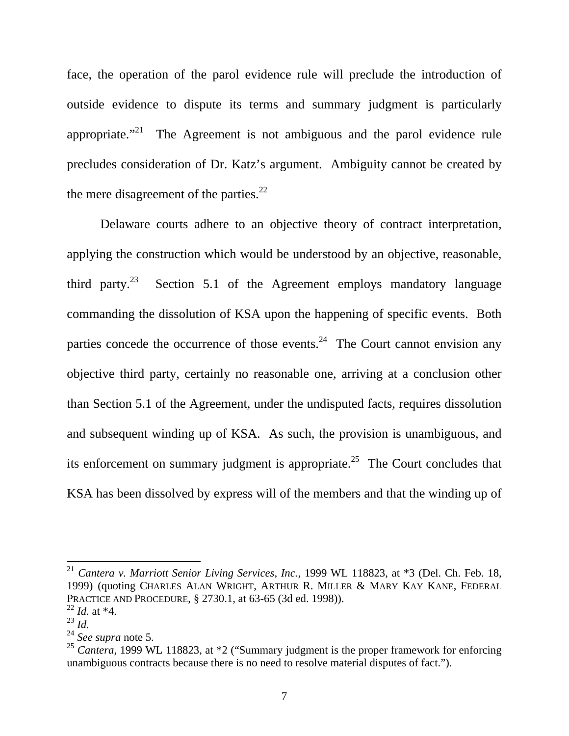face, the operation of the parol evidence rule will preclude the introduction of outside evidence to dispute its terms and summary judgment is particularly appropriate."[21] The Agreement is not ambiguous and the parol evidence rule precludes consideration of Dr. Katz's argument. Ambiguity cannot be created by the mere disagreement of the parties.[22]

Delaware courts adhere to an objective theory of contract interpretation, applying the construction which would be understood by an objective, reasonable, third party.[23] Section 5.1 of the Agreement employs mandatory language commanding the dissolution of KSA upon the happening of specific events. Both parties concede the occurrence of those events.[24] The Court cannot envision any objective third party, certainly no reasonable one, arriving at a conclusion other than Section 5.1 of the Agreement, under the undisputed facts, requires dissolution and subsequent winding up of KSA. As such, the provision is unambiguous, and its enforcement on summary judgment is appropriate.[25] The Court concludes that KSA has been dissolved by express will of the members and that the winding up of

---

[21] *Cantera v. Marriott Senior Living Services, Inc.*, 1999 WL 118823, at *3 (Del. Ch. Feb. 18, 1999) (quoting CHARLES ALAN WRIGHT, ARTHUR R. MILLER & MARY KAY KANE, FEDERAL PRACTICE AND PROCEDURE, § 2730.1, at 63-65 (3d ed. 1998)).

[22] *Id.* at *4.

[23] *Id.*

[24] *See supra* note 5.

[25] *Cantera*, 1999 WL 118823, at *2 ("Summary judgment is the proper framework for enforcing unambiguous contracts because there is no need to resolve material disputes of fact.").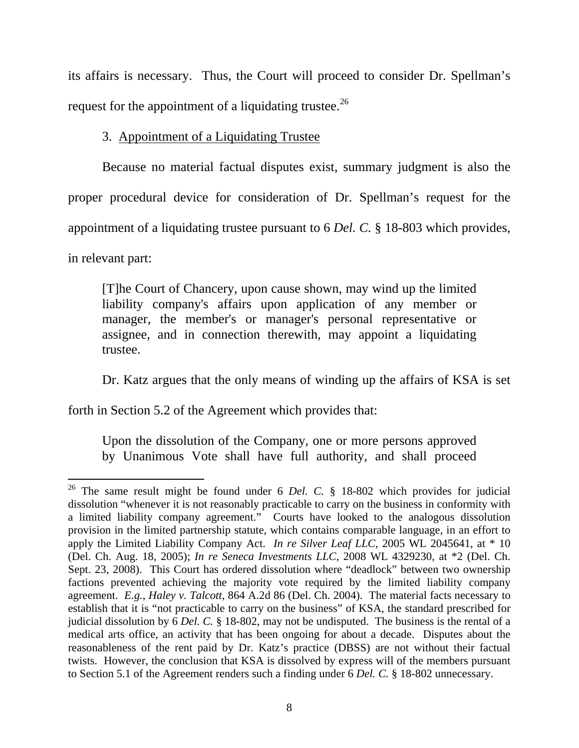its affairs is necessary. Thus, the Court will proceed to consider Dr. Spellman's request for the appointment of a liquidating trustee.[26]

3. <u>Appointment of a Liquidating Trustee</u>

Because no material factual disputes exist, summary judgment is also the proper procedural device for consideration of Dr. Spellman's request for the appointment of a liquidating trustee pursuant to 6 *Del. C.* § 18-803 which provides, in relevant part:

> [T]he Court of Chancery, upon cause shown, may wind up the limited liability company's affairs upon application of any member or manager, the member's or manager's personal representative or assignee, and in connection therewith, may appoint a liquidating trustee.

Dr. Katz argues that the only means of winding up the affairs of KSA is set forth in Section 5.2 of the Agreement which provides that:

> Upon the dissolution of the Company, one or more persons approved by Unanimous Vote shall have full authority, and shall proceed

---

[26] The same result might be found under 6 *Del. C.* § 18-802 which provides for judicial dissolution "whenever it is not reasonably practicable to carry on the business in conformity with a limited liability company agreement." Courts have looked to the analogous dissolution provision in the limited partnership statute, which contains comparable language, in an effort to apply the Limited Liability Company Act. *In re Silver Leaf LLC*, 2005 WL 2045641, at * 10 (Del. Ch. Aug. 18, 2005); *In re Seneca Investments LLC*, 2008 WL 4329230, at *2 (Del. Ch. Sept. 23, 2008). This Court has ordered dissolution where "deadlock" between two ownership factions prevented achieving the majority vote required by the limited liability company agreement. *E.g.*, *Haley v. Talcott*, 864 A.2d 86 (Del. Ch. 2004). The material facts necessary to establish that it is "not practicable to carry on the business" of KSA, the standard prescribed for judicial dissolution by 6 *Del. C.* § 18-802, may not be undisputed. The business is the rental of a medical arts office, an activity that has been ongoing for about a decade. Disputes about the reasonableness of the rent paid by Dr. Katz's practice (DBSS) are not without their factual twists. However, the conclusion that KSA is dissolved by express will of the members pursuant to Section 5.1 of the Agreement renders such a finding under 6 *Del. C.* § 18-802 unnecessary.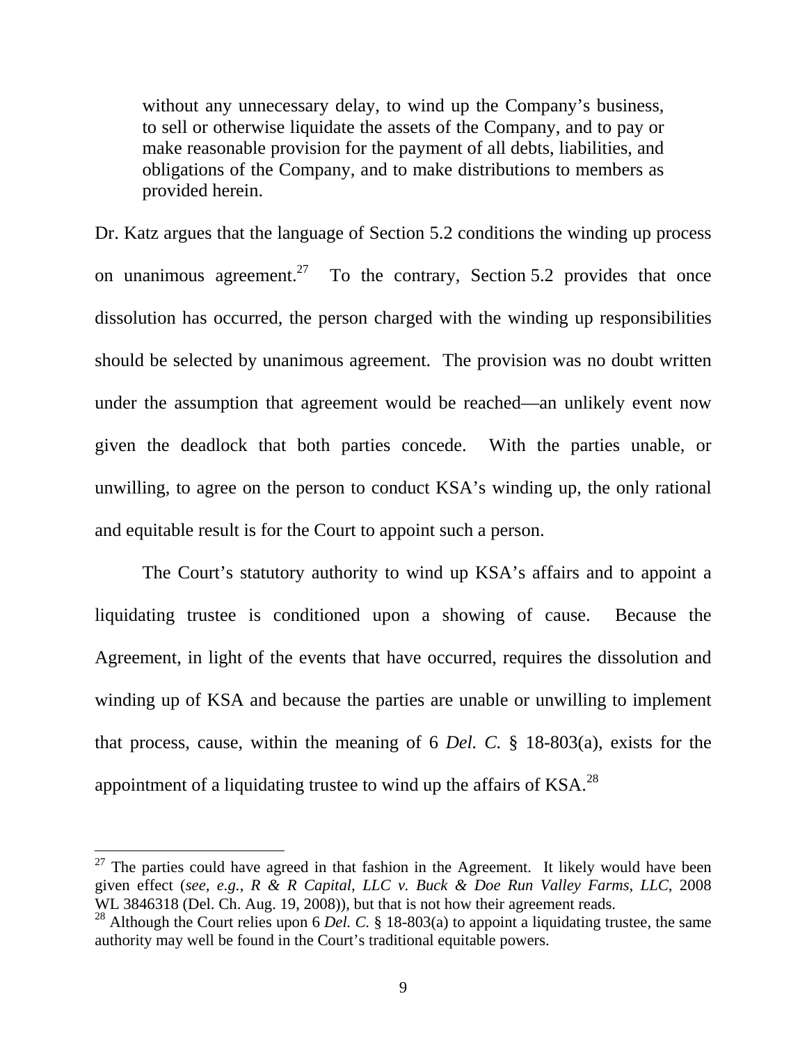> without any unnecessary delay, to wind up the Company's business, to sell or otherwise liquidate the assets of the Company, and to pay or make reasonable provision for the payment of all debts, liabilities, and obligations of the Company, and to make distributions to members as provided herein.

Dr. Katz argues that the language of Section 5.2 conditions the winding up process on unanimous agreement.[27] To the contrary, Section 5.2 provides that once dissolution has occurred, the person charged with the winding up responsibilities should be selected by unanimous agreement. The provision was no doubt written under the assumption that agreement would be reached—an unlikely event now given the deadlock that both parties concede. With the parties unable, or unwilling, to agree on the person to conduct KSA's winding up, the only rational and equitable result is for the Court to appoint such a person.

The Court's statutory authority to wind up KSA's affairs and to appoint a liquidating trustee is conditioned upon a showing of cause. Because the Agreement, in light of the events that have occurred, requires the dissolution and winding up of KSA and because the parties are unable or unwilling to implement that process, cause, within the meaning of 6 *Del. C.* § 18-803(a), exists for the appointment of a liquidating trustee to wind up the affairs of KSA.[28]

---

[27] The parties could have agreed in that fashion in the Agreement. It likely would have been given effect (*see, e.g.*, *R & R Capital, LLC v. Buck & Doe Run Valley Farms, LLC*, 2008 WL 3846318 (Del. Ch. Aug. 19, 2008)), but that is not how their agreement reads.

[28] Although the Court relies upon 6 *Del. C.* § 18-803(a) to appoint a liquidating trustee, the same authority may well be found in the Court's traditional equitable powers.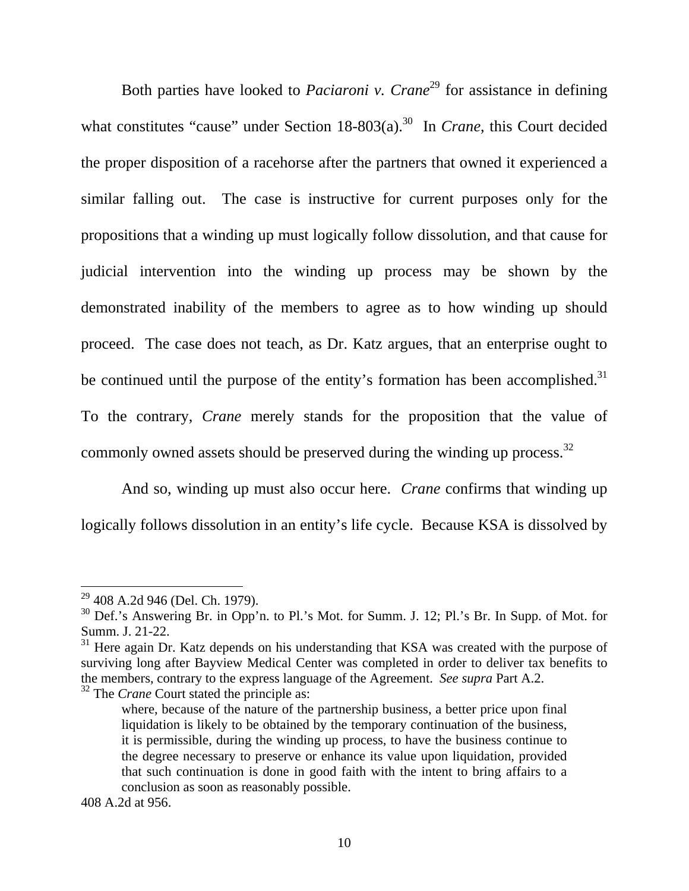Both parties have looked to *Paciaroni v. Crane*[29] for assistance in defining what constitutes "cause" under Section 18-803(a).[30] In *Crane*, this Court decided the proper disposition of a racehorse after the partners that owned it experienced a similar falling out. The case is instructive for current purposes only for the propositions that a winding up must logically follow dissolution, and that cause for judicial intervention into the winding up process may be shown by the demonstrated inability of the members to agree as to how winding up should proceed. The case does not teach, as Dr. Katz argues, that an enterprise ought to be continued until the purpose of the entity's formation has been accomplished.[31] To the contrary, *Crane* merely stands for the proposition that the value of commonly owned assets should be preserved during the winding up process.[32]

And so, winding up must also occur here. *Crane* confirms that winding up logically follows dissolution in an entity's life cycle. Because KSA is dissolved by

---

[29] 408 A.2d 946 (Del. Ch. 1979).

[30] Def.'s Answering Br. in Opp'n. to Pl.'s Mot. for Summ. J. 12; Pl.'s Br. In Supp. of Mot. for Summ. J. 21-22.

[31] Here again Dr. Katz depends on his understanding that KSA was created with the purpose of surviving long after Bayview Medical Center was completed in order to deliver tax benefits to the members, contrary to the express language of the Agreement. *See supra* Part A.2.

[32] The *Crane* Court stated the principle as:

> where, because of the nature of the partnership business, a better price upon final liquidation is likely to be obtained by the temporary continuation of the business, it is permissible, during the winding up process, to have the business continue to the degree necessary to preserve or enhance its value upon liquidation, provided that such continuation is done in good faith with the intent to bring affairs to a conclusion as soon as reasonably possible.

408 A.2d at 956.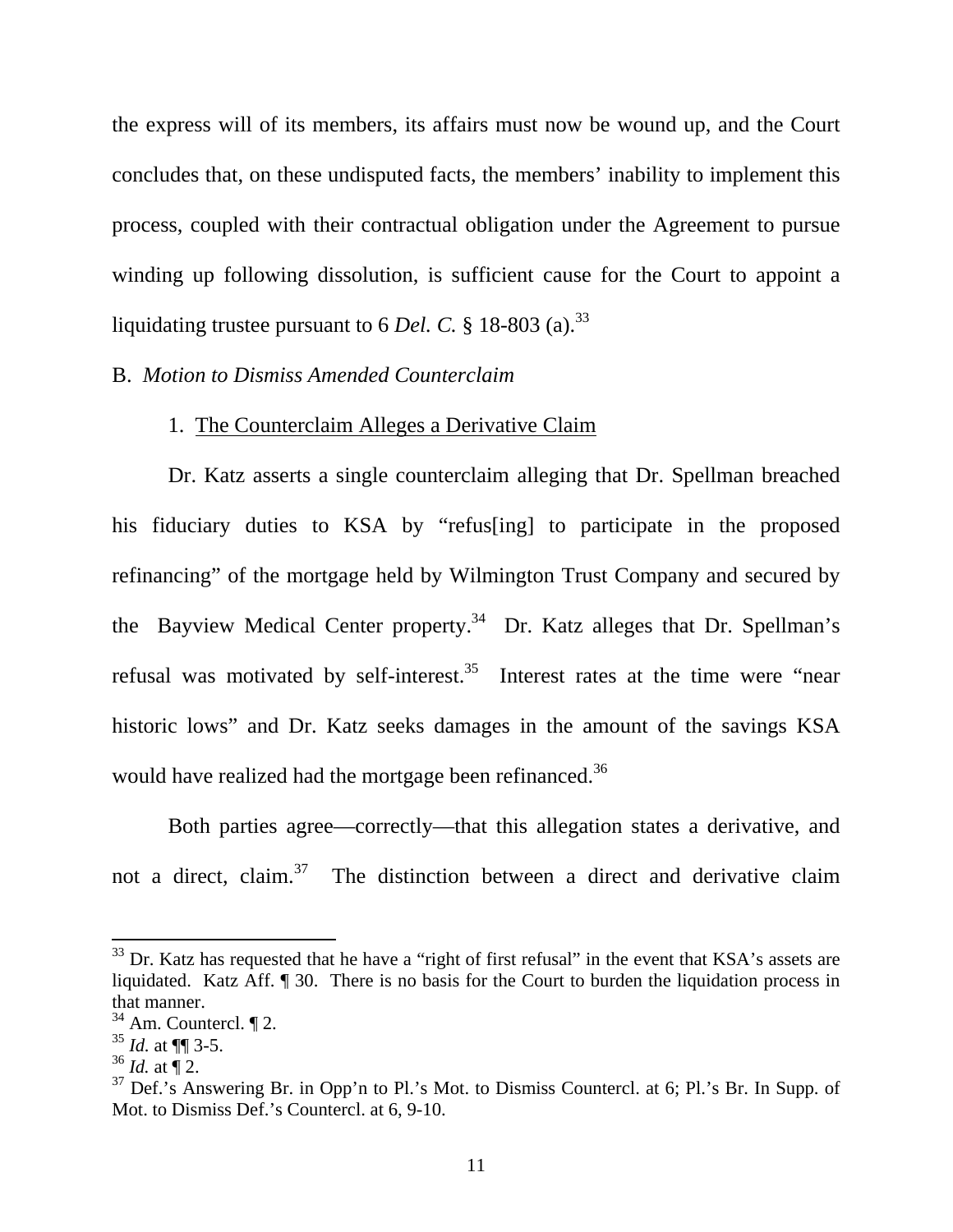the express will of its members, its affairs must now be wound up, and the Court concludes that, on these undisputed facts, the members' inability to implement this process, coupled with their contractual obligation under the Agreement to pursue winding up following dissolution, is sufficient cause for the Court to appoint a liquidating trustee pursuant to 6 *Del. C.* § 18-803 (a).[33]

B. *Motion to Dismiss Amended Counterclaim*

1. The Counterclaim Alleges a Derivative Claim

Dr. Katz asserts a single counterclaim alleging that Dr. Spellman breached his fiduciary duties to KSA by "refus[ing] to participate in the proposed refinancing" of the mortgage held by Wilmington Trust Company and secured by the Bayview Medical Center property.[34] Dr. Katz alleges that Dr. Spellman's refusal was motivated by self-interest.[35] Interest rates at the time were "near historic lows" and Dr. Katz seeks damages in the amount of the savings KSA would have realized had the mortgage been refinanced.[36]

Both parties agree—correctly—that this allegation states a derivative, and not a direct, claim.[37] The distinction between a direct and derivative claim

---

[33] Dr. Katz has requested that he have a "right of first refusal" in the event that KSA's assets are liquidated. Katz Aff. ¶ 30. There is no basis for the Court to burden the liquidation process in that manner.

[34] Am. Countercl. ¶ 2.

[35] *Id.* at ¶¶ 3-5.

[36] *Id.* at ¶ 2.

[37] Def.'s Answering Br. in Opp'n to Pl.'s Mot. to Dismiss Countercl. at 6; Pl.'s Br. In Supp. of Mot. to Dismiss Def.'s Countercl. at 6, 9-10.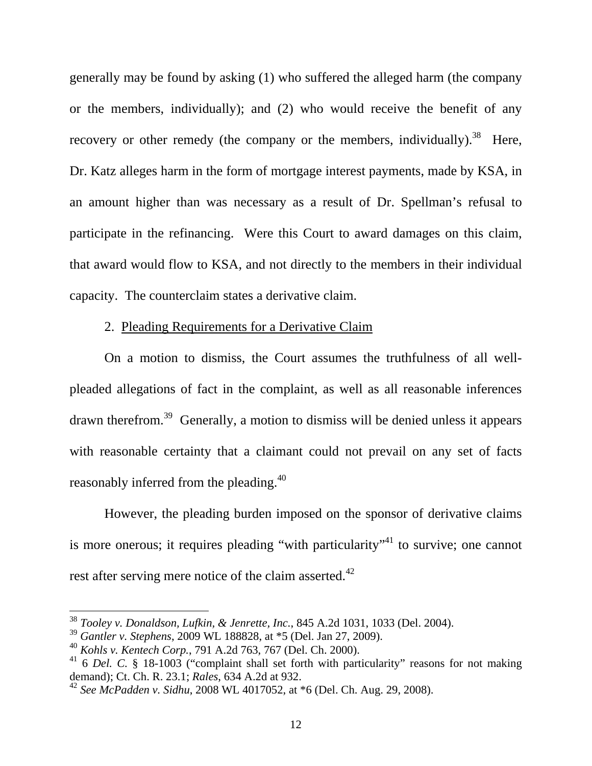generally may be found by asking (1) who suffered the alleged harm (the company or the members, individually); and (2) who would receive the benefit of any recovery or other remedy (the company or the members, individually).[38] Here, Dr. Katz alleges harm in the form of mortgage interest payments, made by KSA, in an amount higher than was necessary as a result of Dr. Spellman's refusal to participate in the refinancing. Were this Court to award damages on this claim, that award would flow to KSA, and not directly to the members in their individual capacity. The counterclaim states a derivative claim.

2. Pleading Requirements for a Derivative Claim

On a motion to dismiss, the Court assumes the truthfulness of all well-pleaded allegations of fact in the complaint, as well as all reasonable inferences drawn therefrom.[39] Generally, a motion to dismiss will be denied unless it appears with reasonable certainty that a claimant could not prevail on any set of facts reasonably inferred from the pleading.[40]

However, the pleading burden imposed on the sponsor of derivative claims is more onerous; it requires pleading "with particularity"[41] to survive; one cannot rest after serving mere notice of the claim asserted.[42]

---

[38] *Tooley v. Donaldson, Lufkin, & Jenrette, Inc.*, 845 A.2d 1031, 1033 (Del. 2004).

[39] *Gantler v. Stephens*, 2009 WL 188828, at *5 (Del. Jan 27, 2009).

[40] *Kohls v. Kentech Corp.*, 791 A.2d 763, 767 (Del. Ch. 2000).

[41] 6 *Del. C.* § 18-1003 ("complaint shall set forth with particularity" reasons for not making demand); Ct. Ch. R. 23.1; *Rales*, 634 A.2d at 932.

[42] *See McPadden v. Sidhu*, 2008 WL 4017052, at *6 (Del. Ch. Aug. 29, 2008).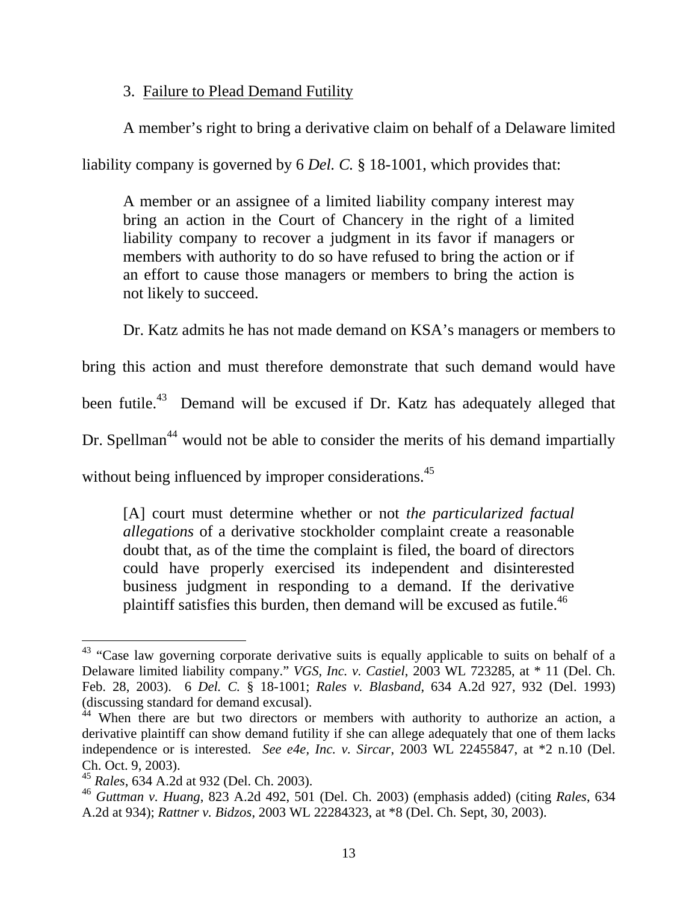### 3. Failure to Plead Demand Futility

A member's right to bring a derivative claim on behalf of a Delaware limited liability company is governed by 6 *Del. C.* § 18-1001, which provides that:

> A member or an assignee of a limited liability company interest may bring an action in the Court of Chancery in the right of a limited liability company to recover a judgment in its favor if managers or members with authority to do so have refused to bring the action or if an effort to cause those managers or members to bring the action is not likely to succeed.

Dr. Katz admits he has not made demand on KSA's managers or members to bring this action and must therefore demonstrate that such demand would have been futile.[43] Demand will be excused if Dr. Katz has adequately alleged that Dr. Spellman[44] would not be able to consider the merits of his demand impartially without being influenced by improper considerations.[45]

> [A] court must determine whether or not *the particularized factual allegations* of a derivative stockholder complaint create a reasonable doubt that, as of the time the complaint is filed, the board of directors could have properly exercised its independent and disinterested business judgment in responding to a demand. If the derivative plaintiff satisfies this burden, then demand will be excused as futile.[46]

---

[43] "Case law governing corporate derivative suits is equally applicable to suits on behalf of a Delaware limited liability company." *VGS, Inc. v. Castiel*, 2003 WL 723285, at * 11 (Del. Ch. Feb. 28, 2003). 6 *Del. C.* § 18-1001; *Rales v. Blasband*, 634 A.2d 927, 932 (Del. 1993) (discussing standard for demand excusal).

[44] When there are but two directors or members with authority to authorize an action, a derivative plaintiff can show demand futility if she can allege adequately that one of them lacks independence or is interested. *See e4e, Inc. v. Sircar*, 2003 WL 22455847, at *2 n.10 (Del. Ch. Oct. 9, 2003).

[45] *Rales*, 634 A.2d at 932 (Del. Ch. 2003).

[46] *Guttman v. Huang*, 823 A.2d 492, 501 (Del. Ch. 2003) (emphasis added) (citing *Rales*, 634 A.2d at 934); *Rattner v. Bidzos*, 2003 WL 22284323, at *8 (Del. Ch. Sept, 30, 2003).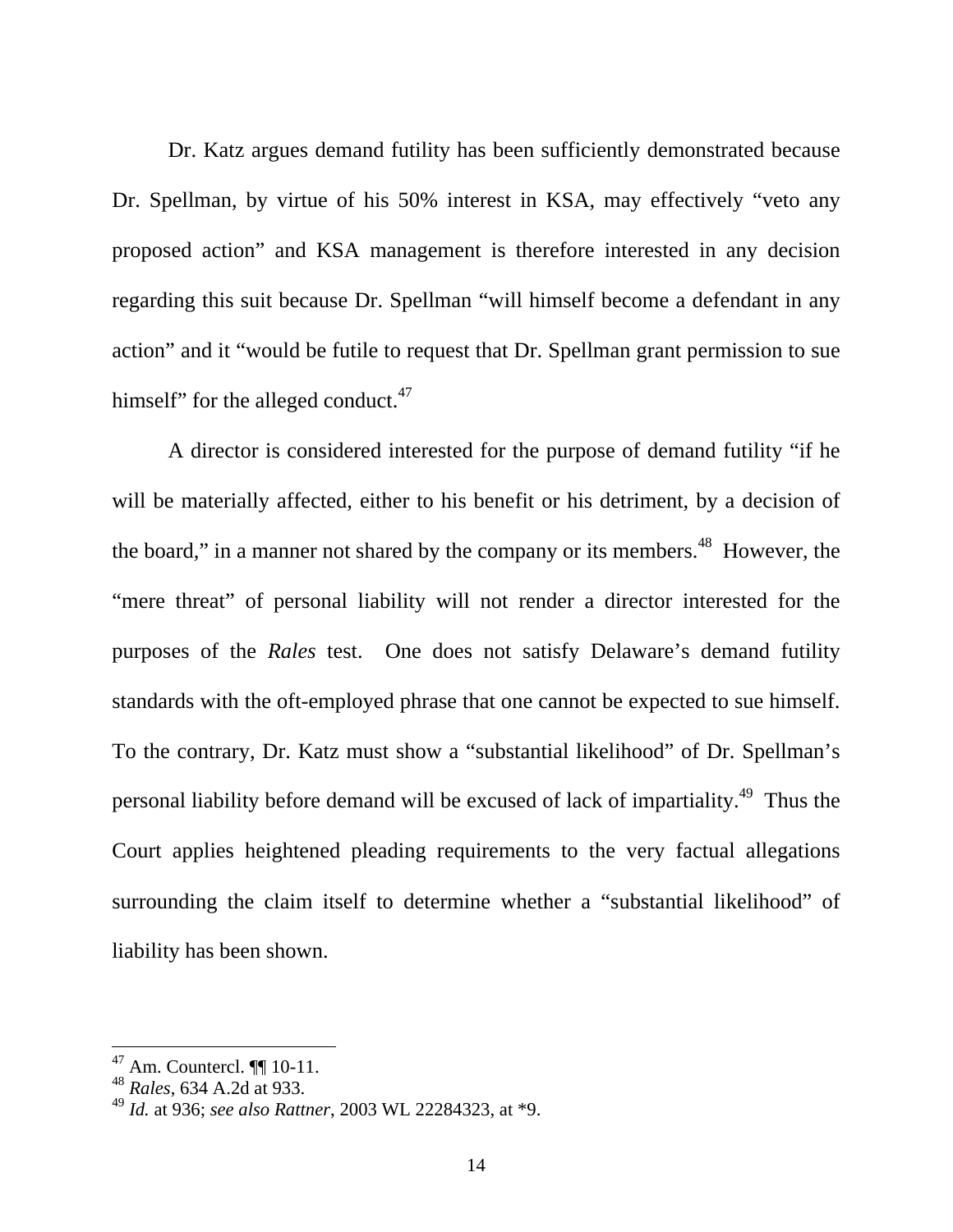Dr. Katz argues demand futility has been sufficiently demonstrated because Dr. Spellman, by virtue of his 50% interest in KSA, may effectively "veto any proposed action" and KSA management is therefore interested in any decision regarding this suit because Dr. Spellman "will himself become a defendant in any action" and it "would be futile to request that Dr. Spellman grant permission to sue himself" for the alleged conduct.[47]

A director is considered interested for the purpose of demand futility "if he will be materially affected, either to his benefit or his detriment, by a decision of the board," in a manner not shared by the company or its members.[48] However, the "mere threat" of personal liability will not render a director interested for the purposes of the *Rales* test. One does not satisfy Delaware's demand futility standards with the oft-employed phrase that one cannot be expected to sue himself. To the contrary, Dr. Katz must show a "substantial likelihood" of Dr. Spellman's personal liability before demand will be excused of lack of impartiality.[49] Thus the Court applies heightened pleading requirements to the very factual allegations surrounding the claim itself to determine whether a "substantial likelihood" of liability has been shown.

---

[47] Am. Countercl. ¶¶ 10-11.

[48] *Rales*, 634 A.2d at 933.

[49] *Id.* at 936; *see also Rattner*, 2003 WL 22284323, at *9.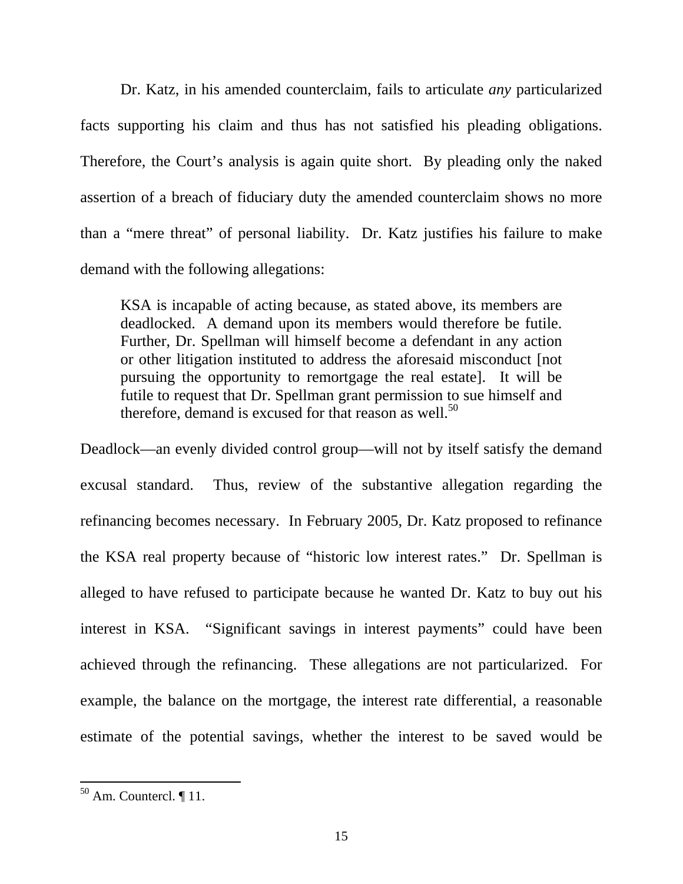Dr. Katz, in his amended counterclaim, fails to articulate *any* particularized facts supporting his claim and thus has not satisfied his pleading obligations. Therefore, the Court's analysis is again quite short. By pleading only the naked assertion of a breach of fiduciary duty the amended counterclaim shows no more than a "mere threat" of personal liability. Dr. Katz justifies his failure to make demand with the following allegations:

> KSA is incapable of acting because, as stated above, its members are deadlocked. A demand upon its members would therefore be futile. Further, Dr. Spellman will himself become a defendant in any action or other litigation instituted to address the aforesaid misconduct [not pursuing the opportunity to remortgage the real estate]. It will be futile to request that Dr. Spellman grant permission to sue himself and therefore, demand is excused for that reason as well.[50]

Deadlock—an evenly divided control group—will not by itself satisfy the demand excusal standard. Thus, review of the substantive allegation regarding the refinancing becomes necessary. In February 2005, Dr. Katz proposed to refinance the KSA real property because of "historic low interest rates." Dr. Spellman is alleged to have refused to participate because he wanted Dr. Katz to buy out his interest in KSA. "Significant savings in interest payments" could have been achieved through the refinancing. These allegations are not particularized. For example, the balance on the mortgage, the interest rate differential, a reasonable estimate of the potential savings, whether the interest to be saved would be

---

[50] Am. Countercl. ¶ 11.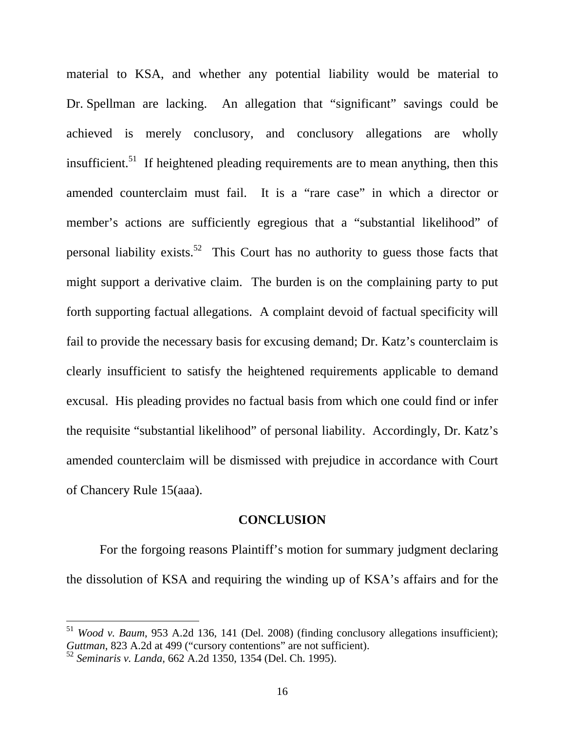material to KSA, and whether any potential liability would be material to Dr. Spellman are lacking. An allegation that "significant" savings could be achieved is merely conclusory, and conclusory allegations are wholly insufficient.[51] If heightened pleading requirements are to mean anything, then this amended counterclaim must fail. It is a "rare case" in which a director or member's actions are sufficiently egregious that a "substantial likelihood" of personal liability exists.[52] This Court has no authority to guess those facts that might support a derivative claim. The burden is on the complaining party to put forth supporting factual allegations. A complaint devoid of factual specificity will fail to provide the necessary basis for excusing demand; Dr. Katz's counterclaim is clearly insufficient to satisfy the heightened requirements applicable to demand excusal. His pleading provides no factual basis from which one could find or infer the requisite "substantial likelihood" of personal liability. Accordingly, Dr. Katz's amended counterclaim will be dismissed with prejudice in accordance with Court of Chancery Rule 15(aaa).

## CONCLUSION

For the forgoing reasons Plaintiff's motion for summary judgment declaring the dissolution of KSA and requiring the winding up of KSA's affairs and for the

---

[51] *Wood v. Baum*, 953 A.2d 136, 141 (Del. 2008) (finding conclusory allegations insufficient); *Guttman*, 823 A.2d at 499 ("cursory contentions" are not sufficient).

[52] *Seminaris v. Landa*, 662 A.2d 1350, 1354 (Del. Ch. 1995).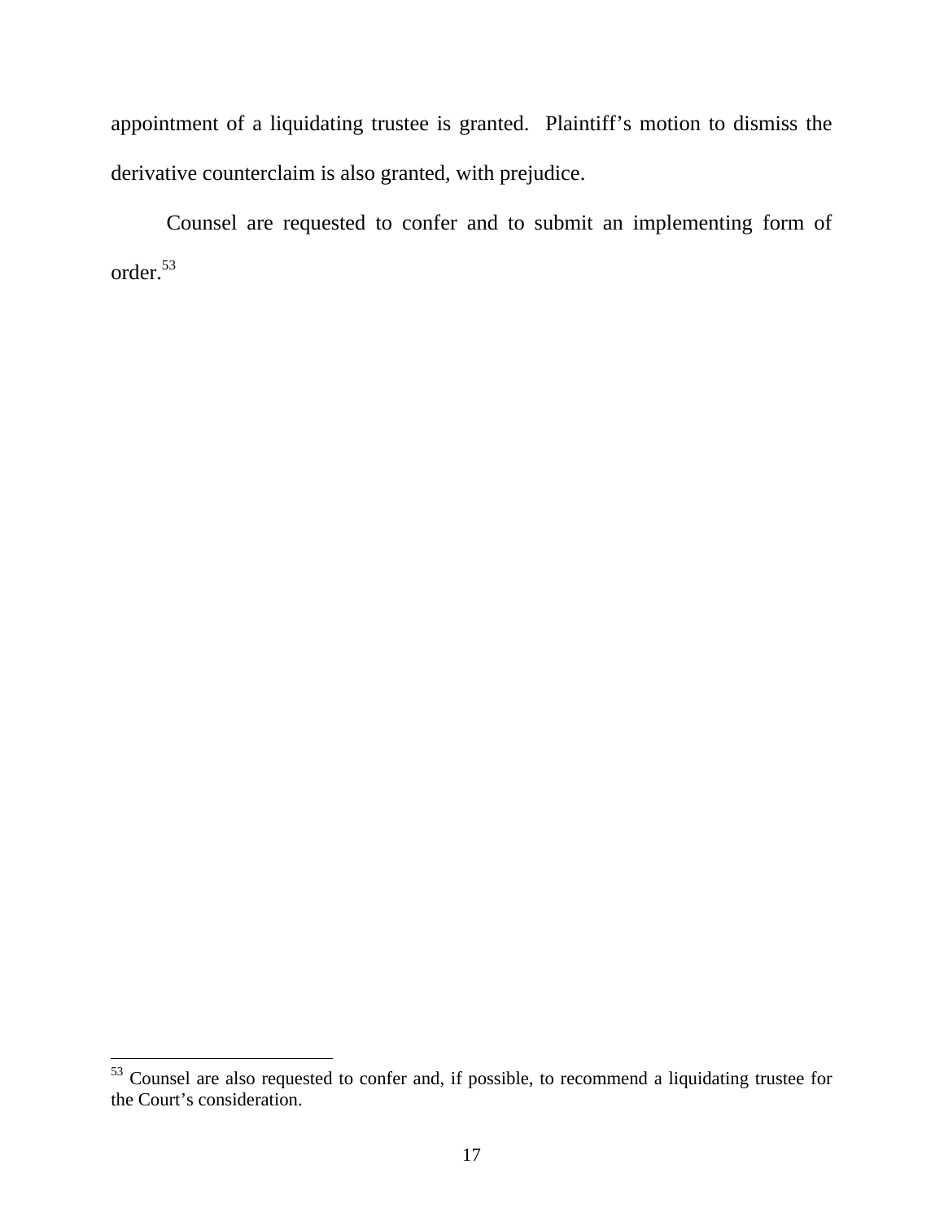appointment of a liquidating trustee is granted. Plaintiff's motion to dismiss the derivative counterclaim is also granted, with prejudice.

Counsel are requested to confer and to submit an implementing form of order.[53]

---

[53] Counsel are also requested to confer and, if possible, to recommend a liquidating trustee for the Court's consideration.